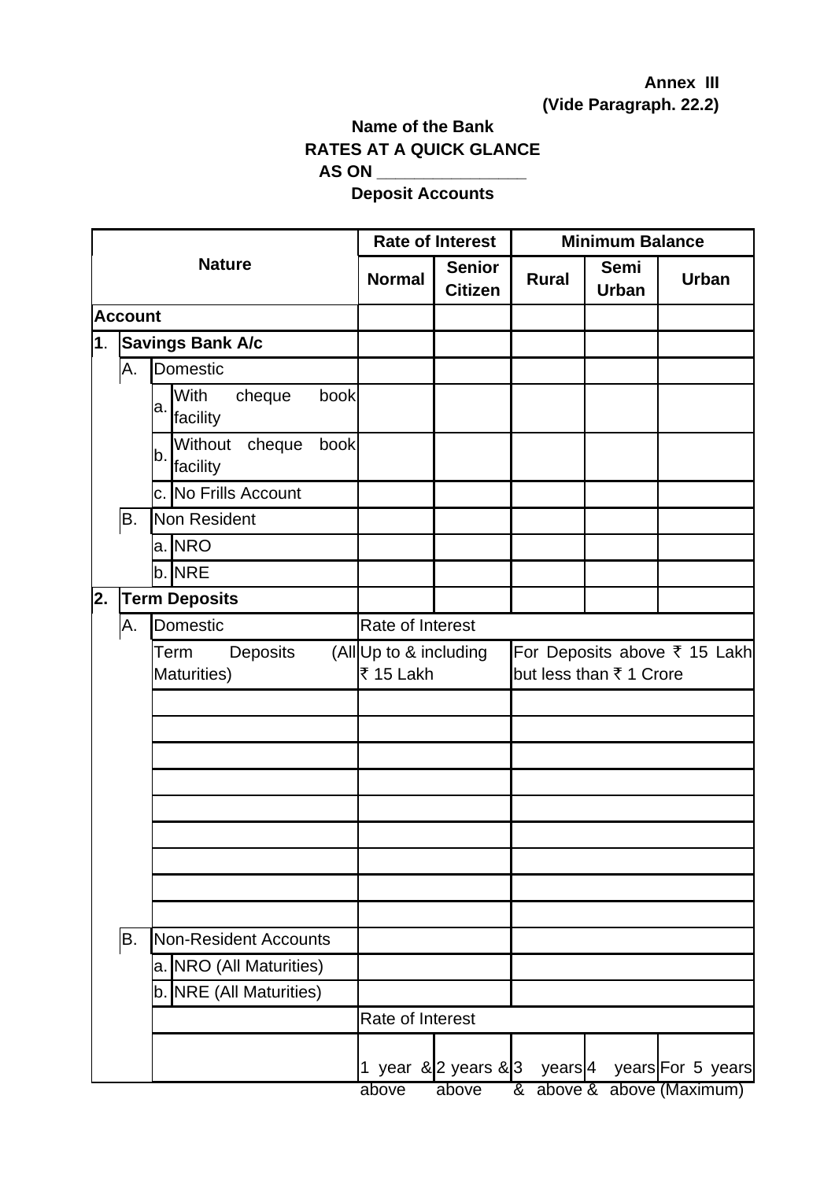**Annex III**

**(Vide Paragraph. 22.2)**

**Name of the Bank**

**RATES AT A QUICK GLANCE**

**AS ON \_\_\_\_\_\_\_\_\_\_\_\_\_\_\_\_**

**Deposit Accounts**

| **Nature** | | | | **Rate of Interest** | | **Minimum Balance** | | |
|---|---|---|---|---|---|---|---|---|
| | | | | **Normal** | **Senior Citizen** | **Rural** | **Semi Urban** | **Urban** |
| **Account** | | | | | | | | |
| **1**. | **Savings Bank A/c** | | | | | | | |
| | A. | Domestic | | | | | | |
| | | a. | With cheque book facility | | | | | |
| | | b. | Without cheque book facility | | | | | |
| | | c. | No Frills Account | | | | | |
| | B. | Non Resident | | | | | | |
| | | a. | NRO | | | | | |
| | | b. | NRE | | | | | |
| **2.** | **Term Deposits** | | | | | | | |
| | A. | Domestic | | Rate of Interest | | | | |
| | | Term Deposits (All Maturities) | | Up to & including ₹ 15 Lakh | | For Deposits above ₹ 15 Lakh but less than ₹ 1 Crore | | |
| | | | | | | | | |
| | | | | | | | | |
| | | | | | | | | |
| | | | | | | | | |
| | | | | | | | | |
| | | | | | | | | |
| | | | | | | | | |
| | | | | | | | | |
| | | | | | | | | |
| | B. | Non-Resident Accounts | | | | | | |
| | | a. | NRO (All Maturities) | | | | | |
| | | b. | NRE (All Maturities) | | | | | |
| | | | | Rate of Interest | | | | |
| | | | | 1 year & above | 2 years & above | 3 years & above | 4 years & above | For 5 years (Maximum) |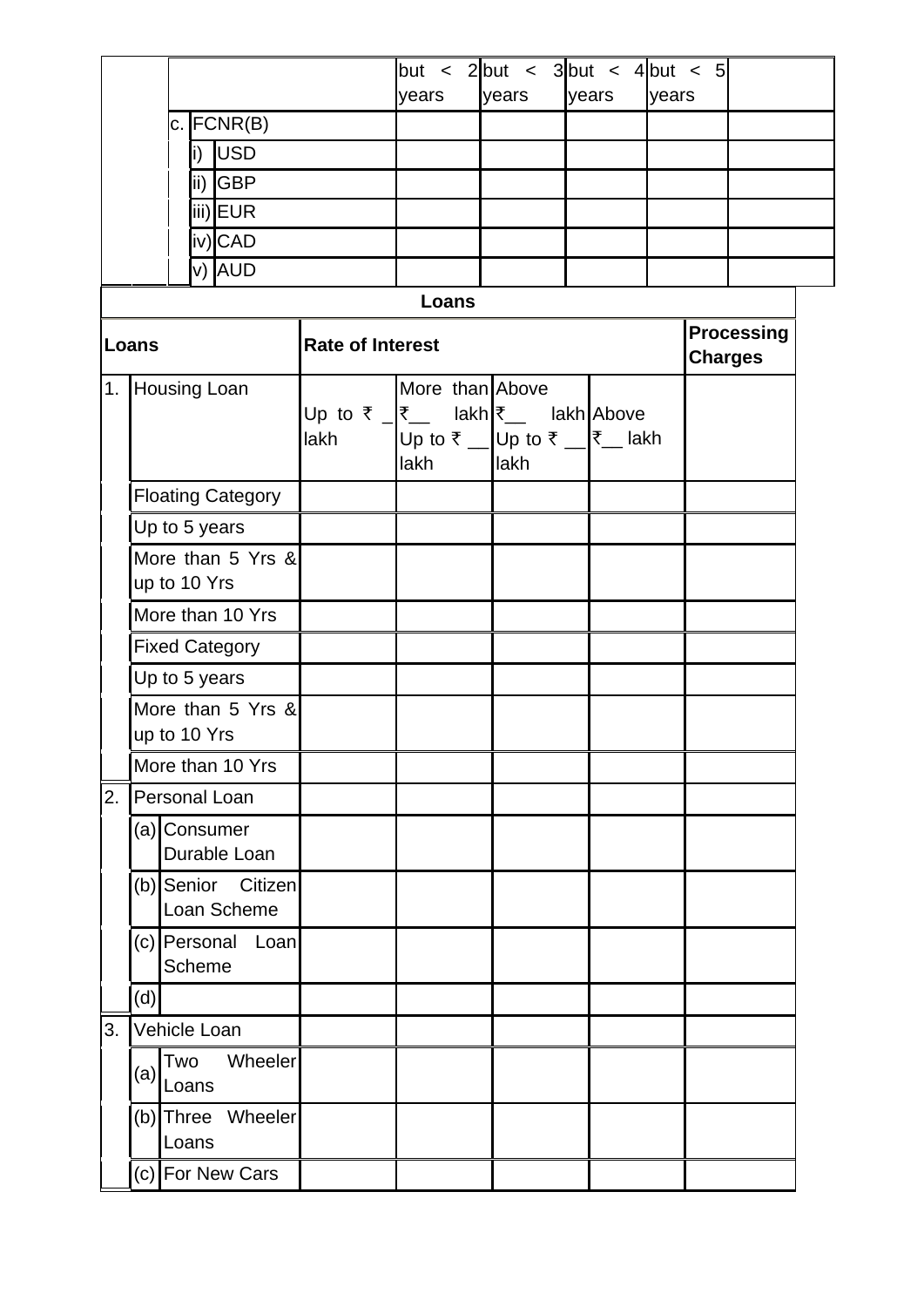|  |  |  | but < 2 years | but < 3 years | but < 4 years | but < 5 years |  |
|---|---|---|---|---|---|---|---|
|  | c. | FCNR(B) |  |  |  |  |  |
|  |  | i) USD |  |  |  |  |  |
|  |  | ii) GBP |  |  |  |  |  |
|  |  | iii) EUR |  |  |  |  |  |
|  |  | iv) CAD |  |  |  |  |  |
|  |  | v) AUD |  |  |  |  |  |

**Loans**

| Loans | | Rate of Interest | | | | Processing Charges |
|---|---|---|---|---|---|---|
| 1. | Housing Loan | Up to ₹ _ lakh | More than ₹__ lakh Up to ₹ __ lakh | Above ₹__ lakh Up to ₹ __ lakh | Above ₹__ lakh |  |
|  | Floating Category |  |  |  |  |  |
|  | Up to 5 years |  |  |  |  |  |
|  | More than 5 Yrs & up to 10 Yrs |  |  |  |  |  |
|  | More than 10 Yrs |  |  |  |  |  |
|  | Fixed Category |  |  |  |  |  |
|  | Up to 5 years |  |  |  |  |  |
|  | More than 5 Yrs & up to 10 Yrs |  |  |  |  |  |
|  | More than 10 Yrs |  |  |  |  |  |
| 2. | Personal Loan |  |  |  |  |  |
|  | (a) Consumer Durable Loan |  |  |  |  |  |
|  | (b) Senior Citizen Loan Scheme |  |  |  |  |  |
|  | (c) Personal Loan Scheme |  |  |  |  |  |
|  | (d) |  |  |  |  |  |
| 3. | Vehicle Loan |  |  |  |  |  |
|  | (a) Two Wheeler Loans |  |  |  |  |  |
|  | (b) Three Wheeler Loans |  |  |  |  |  |
|  | (c) For New Cars |  |  |  |  |  |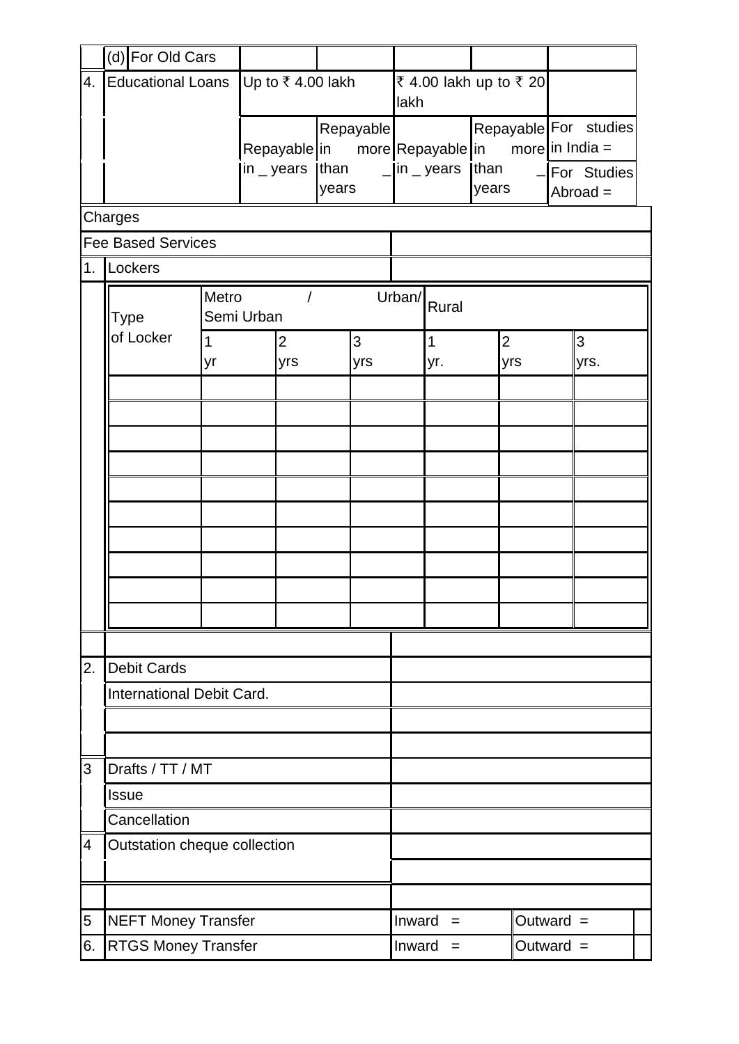|  | (d) For Old Cars |  |  |  |  |  |
|---|---|---|---|---|---|---|
| 4. | Educational Loans | Up to ₹ 4.00 lakh | | ₹ 4.00 lakh up to ₹ 20 lakh | |  |
|  |  | Repayable in _ years | Repayable in more than _ years | Repayable in _ years | Repayable in more than _ years | For studies in India = |
|  |  |  |  |  |  | For Studies Abroad = |

Charges

| | | |
|---|---|---|
| Fee Based Services | | |
| 1. | Lockers | |

| Type of Locker | Metro / Urban/ Semi Urban | | | Rural | | |
|---|---|---|---|---|---|---|
|  | 1 yr | 2 yrs | 3 yrs | 1 yr. | 2 yrs | 3 yrs. |
|  |  |  |  |  |  |  |
|  |  |  |  |  |  |  |
|  |  |  |  |  |  |  |
|  |  |  |  |  |  |  |
|  |  |  |  |  |  |  |
|  |  |  |  |  |  |  |
|  |  |  |  |  |  |  |
|  |  |  |  |  |  |  |
|  |  |  |  |  |  |  |
|  |  |  |  |  |  |  |

|  |  |  |  |
|---|---|---|---|
|  |  |  |  |
| 2. | Debit Cards |  |  |
|  | International Debit Card. |  |  |
|  |  |  |  |
|  |  |  |  |
| 3 | Drafts / TT / MT |  |  |
|  | Issue |  |  |
|  | Cancellation |  |  |
| 4 | Outstation cheque collection |  |  |
|  |  |  |  |
|  |  |  |  |
| 5 | NEFT Money Transfer | Inward = | Outward = |
| 6. | RTGS Money Transfer | Inward = | Outward = |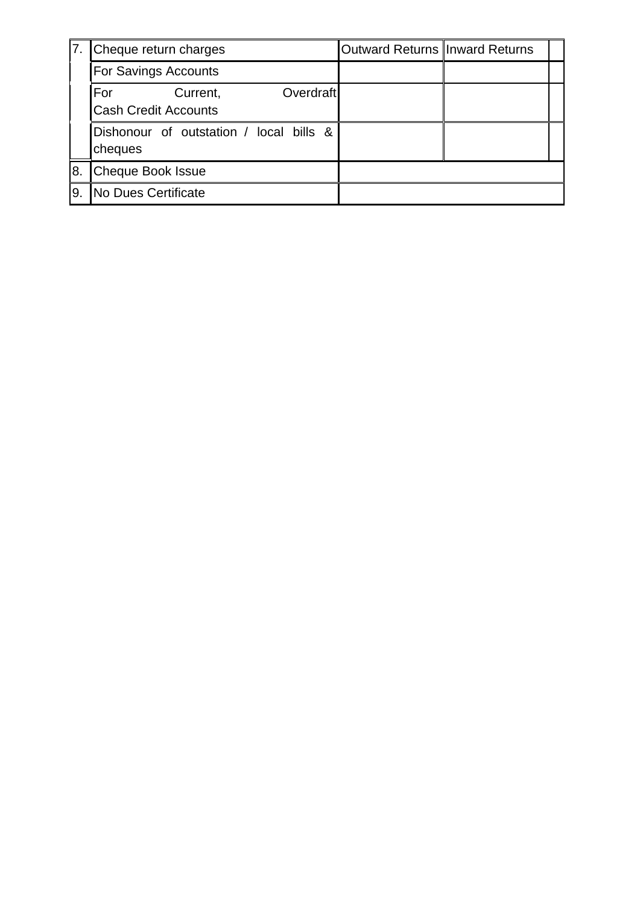| | | | | |
|---|---|---|---|---|
| 7. | Cheque return charges | Outward Returns | Inward Returns | |
| | For Savings Accounts | | | |
| | For Current, Overdraft Cash Credit Accounts | | | |
| | Dishonour of outstation / local bills & cheques | | | |
| 8. | Cheque Book Issue | | | |
| 9. | No Dues Certificate | | | |